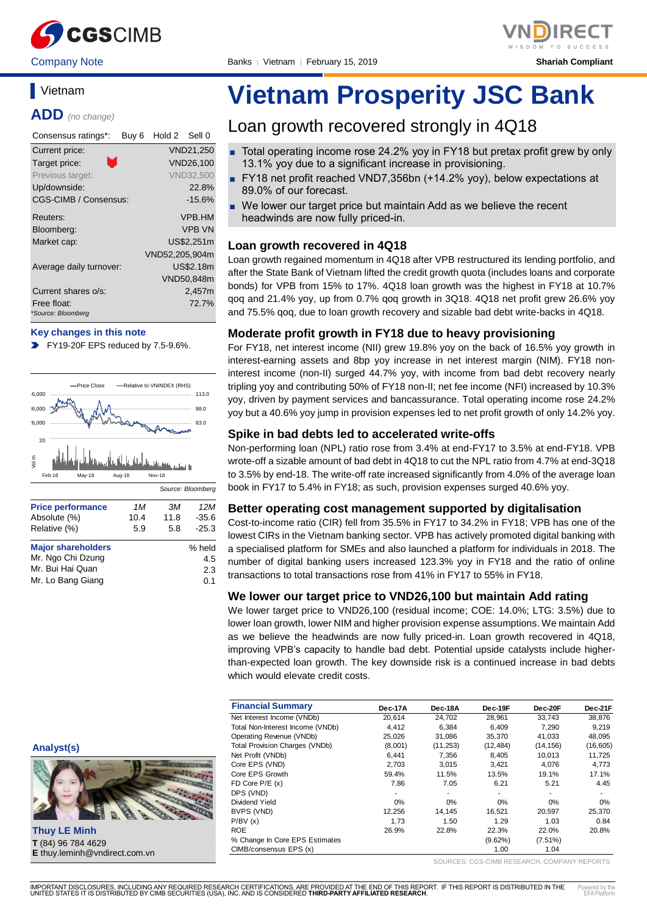Company Note | Banks | Vietnam | February 15, 2019 | Shariah Compliant

## Vietnam

**ADD** *(no change)*

| Consensus ratings*: | Buy 6 Hold 2 Sell 0 |
|---|---|
| Current price: | VND21,250 |
| Target price: | VND26,100 |
| Previous target: | VND32,500 |
| Up/downside: | 22.8% |
| CGS-CIMB / Consensus: | -15.6% |
| Reuters: | VPB.HM |
| Bloomberg: | VPB VN |
| Market cap: | US$2,251m |
| | VND52,205,904m |
| Average daily turnover: | US$2.18m |
| | VND50,848m |
| Current shares o/s: | 2,457m |
| Free float: | 72.7% |

*Source: Bloomberg

**Key changes in this note**

- FY19-20F EPS reduced by 7.5-9.6%.

Source: Bloomberg

| Price performance | 1M | 3M | 12M |
|---|---|---|---|
| Absolute (%) | 10.4 | 11.8 | -35.6 |
| Relative (%) | 5.9 | 5.8 | -25.3 |

| Major shareholders | % held |
|---|---|
| Mr. Ngo Chi Dzung | 4.5 |
| Mr. Bui Hai Quan | 2.3 |
| Mr. Lo Bang Giang | 0.1 |

# Vietnam Prosperity JSC Bank

## Loan growth recovered strongly in 4Q18

- Total operating income rose 24.2% yoy in FY18 but pretax profit grew by only 13.1% yoy due to a significant increase in provisioning.
- FY18 net profit reached VND7,356bn (+14.2% yoy), below expectations at 89.0% of our forecast.
- We lower our target price but maintain Add as we believe the recent headwinds are now fully priced-in.

### Loan growth recovered in 4Q18

Loan growth regained momentum in 4Q18 after VPB restructured its lending portfolio, and after the State Bank of Vietnam lifted the credit growth quota (includes loans and corporate bonds) for VPB from 15% to 17%. 4Q18 loan growth was the highest in FY18 at 10.7% qoq and 21.4% yoy, up from 0.7% qoq growth in 3Q18. 4Q18 net profit grew 26.6% yoy and 75.5% qoq, due to loan growth recovery and sizable bad debt write-backs in 4Q18.

### Moderate profit growth in FY18 due to heavy provisioning

For FY18, net interest income (NII) grew 19.8% yoy on the back of 16.5% yoy growth in interest-earning assets and 8bp yoy increase in net interest margin (NIM). FY18 non-interest income (non-II) surged 44.7% yoy, with income from bad debt recovery nearly tripling yoy and contributing 50% of FY18 non-II; net fee income (NFI) increased by 10.3% yoy, driven by payment services and bancassurance. Total operating income rose 24.2% yoy but a 40.6% yoy jump in provision expenses led to net profit growth of only 14.2% yoy.

### Spike in bad debts led to accelerated write-offs

Non-performing loan (NPL) ratio rose from 3.4% at end-FY17 to 3.5% at end-FY18. VPB wrote-off a sizable amount of bad debt in 4Q18 to cut the NPL ratio from 4.7% at end-3Q18 to 3.5% by end-18. The write-off rate increased significantly from 4.0% of the average loan book in FY17 to 5.4% in FY18; as such, provision expenses surged 40.6% yoy.

### Better operating cost management supported by digitalisation

Cost-to-income ratio (CIR) fell from 35.5% in FY17 to 34.2% in FY18; VPB has one of the lowest CIRs in the Vietnam banking sector. VPB has actively promoted digital banking with a specialised platform for SMEs and also launched a platform for individuals in 2018. The number of digital banking users increased 123.3% yoy in FY18 and the ratio of online transactions to total transactions rose from 41% in FY17 to 55% in FY18.

### We lower our target price to VND26,100 but maintain Add rating

We lower target price to VND26,100 (residual income; COE: 14.0%; LTG: 3.5%) due to lower loan growth, lower NIM and higher provision expense assumptions. We maintain Add as we believe the headwinds are now fully priced-in. Loan growth recovered in 4Q18, improving VPB's capacity to handle bad debt. Potential upside catalysts include higher-than-expected loan growth. The key downside risk is a continued increase in bad debts which would elevate credit costs.

**Analyst(s)**

**Thuy LE Minh**
**T** (84) 96 784 4629
**E** thuy.leminh@vndirect.com.vn

| Financial Summary | Dec-17A | Dec-18A | Dec-19F | Dec-20F | Dec-21F |
|---|---|---|---|---|---|
| Net Interest Income (VNDb) | 20,614 | 24,702 | 28,961 | 33,743 | 38,876 |
| Total Non-Interest Income (VNDb) | 4,412 | 6,384 | 6,409 | 7,290 | 9,219 |
| Operating Revenue (VNDb) | 25,026 | 31,086 | 35,370 | 41,033 | 48,095 |
| Total Provision Charges (VNDb) | (8,001) | (11,253) | (12,484) | (14,156) | (16,605) |
| Net Profit (VNDb) | 6,441 | 7,356 | 8,405 | 10,013 | 11,725 |
| Core EPS (VND) | 2,703 | 3,015 | 3,421 | 4,076 | 4,773 |
| Core EPS Growth | 59.4% | 11.5% | 13.5% | 19.1% | 17.1% |
| FD Core P/E (x) | 7.86 | 7.05 | 6.21 | 5.21 | 4.45 |
| DPS (VND) | - | - | - | - | - |
| Dividend Yield | 0% | 0% | 0% | 0% | 0% |
| BVPS (VND) | 12,256 | 14,145 | 16,521 | 20,597 | 25,370 |
| P/BV (x) | 1.73 | 1.50 | 1.29 | 1.03 | 0.84 |
| ROE | 26.9% | 22.8% | 22.3% | 22.0% | 20.8% |
| % Change In Core EPS Estimates | | | (9.62%) | (7.51%) | |
| CIMB/consensus EPS (x) | | | 1.00 | 1.04 | |

SOURCES: CGS-CIMB RESEARCH, COMPANY REPORTS

IMPORTANT DISCLOSURES, INCLUDING ANY REQUIRED RESEARCH CERTIFICATIONS, ARE PROVIDED AT THE END OF THIS REPORT. IF THIS REPORT IS DISTRIBUTED IN THE UNITED STATES IT IS DISTRIBUTED BY CIMB SECURITIES (USA), INC. AND IS CONSIDERED **THIRD-PARTY AFFILIATED RESEARCH**.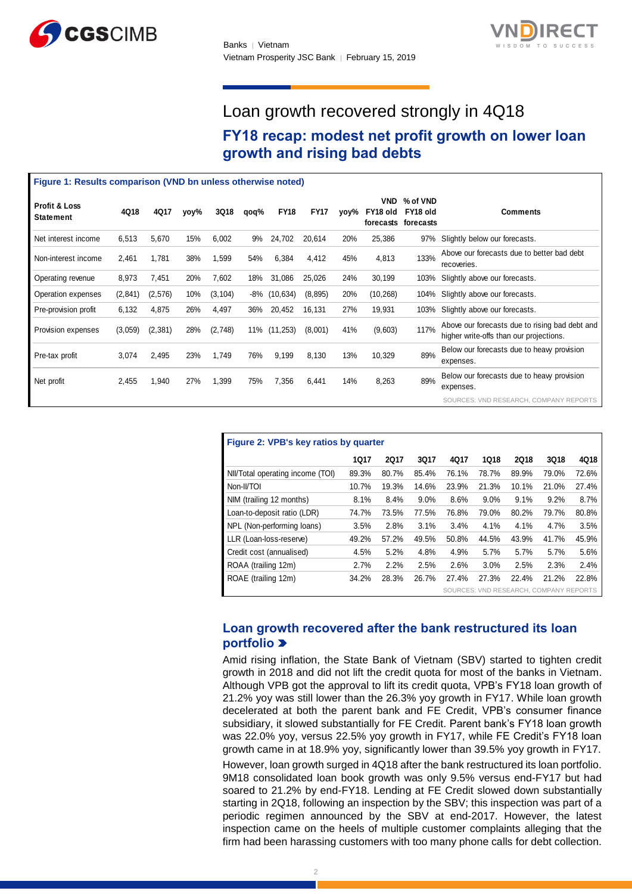# Loan growth recovered strongly in 4Q18

## FY18 recap: modest net profit growth on lower loan growth and rising bad debts

**Figure 1: Results comparison (VND bn unless otherwise noted)**

| Profit & Loss Statement | 4Q18 | 4Q17 | yoy% | 3Q18 | qoq% | FY18 | FY17 | yoy% | VND FY18 old forecasts | % of VND FY18 old forecasts | Comments |
|---|---|---|---|---|---|---|---|---|---|---|---|
| Net interest income | 6,513 | 5,670 | 15% | 6,002 | 9% | 24,702 | 20,614 | 20% | 25,386 | 97% | Slightly below our forecasts. |
| Non-interest income | 2,461 | 1,781 | 38% | 1,599 | 54% | 6,384 | 4,412 | 45% | 4,813 | 133% | Above our forecasts due to better bad debt recoveries. |
| Operating revenue | 8,973 | 7,451 | 20% | 7,602 | 18% | 31,086 | 25,026 | 24% | 30,199 | 103% | Slightly above our forecasts. |
| Operation expenses | (2,841) | (2,576) | 10% | (3,104) | -8% | (10,634) | (8,895) | 20% | (10,268) | 104% | Slightly above our forecasts. |
| Pre-provision profit | 6,132 | 4,875 | 26% | 4,497 | 36% | 20,452 | 16,131 | 27% | 19,931 | 103% | Slightly above our forecasts. |
| Provision expenses | (3,059) | (2,381) | 28% | (2,748) | 11% | (11,253) | (8,001) | 41% | (9,603) | 117% | Above our forecasts due to rising bad debt and higher write-offs than our projections. |
| Pre-tax profit | 3,074 | 2,495 | 23% | 1,749 | 76% | 9,199 | 8,130 | 13% | 10,329 | 89% | Below our forecasts due to heavy provision expenses. |
| Net profit | 2,455 | 1,940 | 27% | 1,399 | 75% | 7,356 | 6,441 | 14% | 8,263 | 89% | Below our forecasts due to heavy provision expenses. |

SOURCES: VND RESEARCH, COMPANY REPORTS

**Figure 2: VPB's key ratios by quarter**

| | 1Q17 | 2Q17 | 3Q17 | 4Q17 | 1Q18 | 2Q18 | 3Q18 | 4Q18 |
|---|---|---|---|---|---|---|---|---|
| NII/Total operating income (TOI) | 89.3% | 80.7% | 85.4% | 76.1% | 78.7% | 89.9% | 79.0% | 72.6% |
| Non-II/TOI | 10.7% | 19.3% | 14.6% | 23.9% | 21.3% | 10.1% | 21.0% | 27.4% |
| NIM (trailing 12 months) | 8.1% | 8.4% | 9.0% | 8.6% | 9.0% | 9.1% | 9.2% | 8.7% |
| Loan-to-deposit ratio (LDR) | 74.7% | 73.5% | 77.5% | 76.8% | 79.0% | 80.2% | 79.7% | 80.8% |
| NPL (Non-performing loans) | 3.5% | 2.8% | 3.1% | 3.4% | 4.1% | 4.1% | 4.7% | 3.5% |
| LLR (Loan-loss-reserve) | 49.2% | 57.2% | 49.5% | 50.8% | 44.5% | 43.9% | 41.7% | 45.9% |
| Credit cost (annualised) | 4.5% | 5.2% | 4.8% | 4.9% | 5.7% | 5.7% | 5.7% | 5.6% |
| ROAA (trailing 12m) | 2.7% | 2.2% | 2.5% | 2.6% | 3.0% | 2.5% | 2.3% | 2.4% |
| ROAE (trailing 12m) | 34.2% | 28.3% | 26.7% | 27.4% | 27.3% | 22.4% | 21.2% | 22.8% |

SOURCES: VND RESEARCH, COMPANY REPORTS

### Loan growth recovered after the bank restructured its loan portfolio ➤

Amid rising inflation, the State Bank of Vietnam (SBV) started to tighten credit growth in 2018 and did not lift the credit quota for most of the banks in Vietnam. Although VPB got the approval to lift its credit quota, VPB's FY18 loan growth of 21.2% yoy was still lower than the 26.3% yoy growth in FY17. While loan growth decelerated at both the parent bank and FE Credit, VPB's consumer finance subsidiary, it slowed substantially for FE Credit. Parent bank's FY18 loan growth was 22.0% yoy, versus 22.5% yoy growth in FY17, while FE Credit's FY18 loan growth came in at 18.9% yoy, significantly lower than 39.5% yoy growth in FY17.

However, loan growth surged in 4Q18 after the bank restructured its loan portfolio. 9M18 consolidated loan book growth was only 9.5% versus end-FY17 but had soared to 21.2% by end-FY18. Lending at FE Credit slowed down substantially starting in 2Q18, following an inspection by the SBV; this inspection was part of a periodic regimen announced by the SBV at end-2017. However, the latest inspection came on the heels of multiple customer complaints alleging that the firm had been harassing customers with too many phone calls for debt collection.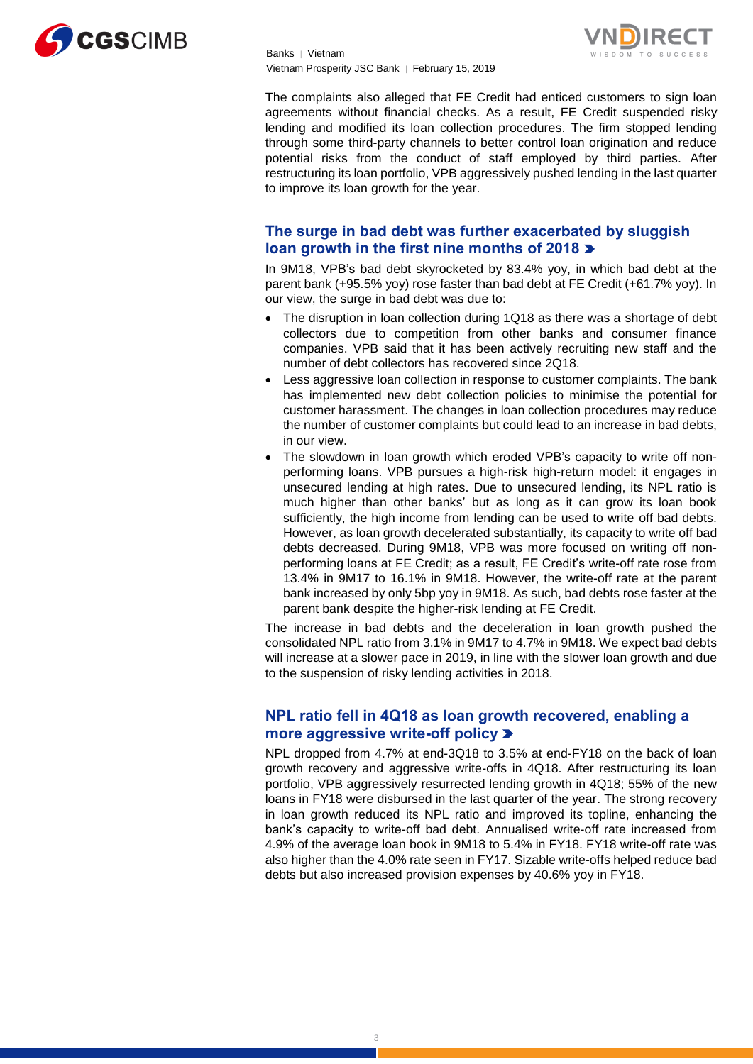The complaints also alleged that FE Credit had enticed customers to sign loan agreements without financial checks. As a result, FE Credit suspended risky lending and modified its loan collection procedures. The firm stopped lending through some third-party channels to better control loan origination and reduce potential risks from the conduct of staff employed by third parties. After restructuring its loan portfolio, VPB aggressively pushed lending in the last quarter to improve its loan growth for the year.

## The surge in bad debt was further exacerbated by sluggish loan growth in the first nine months of 2018

In 9M18, VPB's bad debt skyrocketed by 83.4% yoy, in which bad debt at the parent bank (+95.5% yoy) rose faster than bad debt at FE Credit (+61.7% yoy). In our view, the surge in bad debt was due to:

- The disruption in loan collection during 1Q18 as there was a shortage of debt collectors due to competition from other banks and consumer finance companies. VPB said that it has been actively recruiting new staff and the number of debt collectors has recovered since 2Q18.
- Less aggressive loan collection in response to customer complaints. The bank has implemented new debt collection policies to minimise the potential for customer harassment. The changes in loan collection procedures may reduce the number of customer complaints but could lead to an increase in bad debts, in our view.
- The slowdown in loan growth which eroded VPB's capacity to write off non-performing loans. VPB pursues a high-risk high-return model: it engages in unsecured lending at high rates. Due to unsecured lending, its NPL ratio is much higher than other banks' but as long as it can grow its loan book sufficiently, the high income from lending can be used to write off bad debts. However, as loan growth decelerated substantially, its capacity to write off bad debts decreased. During 9M18, VPB was more focused on writing off non-performing loans at FE Credit; as a result, FE Credit's write-off rate rose from 13.4% in 9M17 to 16.1% in 9M18. However, the write-off rate at the parent bank increased by only 5bp yoy in 9M18. As such, bad debts rose faster at the parent bank despite the higher-risk lending at FE Credit.

The increase in bad debts and the deceleration in loan growth pushed the consolidated NPL ratio from 3.1% in 9M17 to 4.7% in 9M18. We expect bad debts will increase at a slower pace in 2019, in line with the slower loan growth and due to the suspension of risky lending activities in 2018.

## NPL ratio fell in 4Q18 as loan growth recovered, enabling a more aggressive write-off policy

NPL dropped from 4.7% at end-3Q18 to 3.5% at end-FY18 on the back of loan growth recovery and aggressive write-offs in 4Q18. After restructuring its loan portfolio, VPB aggressively resurrected lending growth in 4Q18; 55% of the new loans in FY18 were disbursed in the last quarter of the year. The strong recovery in loan growth reduced its NPL ratio and improved its topline, enhancing the bank's capacity to write-off bad debt. Annualised write-off rate increased from 4.9% of the average loan book in 9M18 to 5.4% in FY18. FY18 write-off rate was also higher than the 4.0% rate seen in FY17. Sizable write-offs helped reduce bad debts but also increased provision expenses by 40.6% yoy in FY18.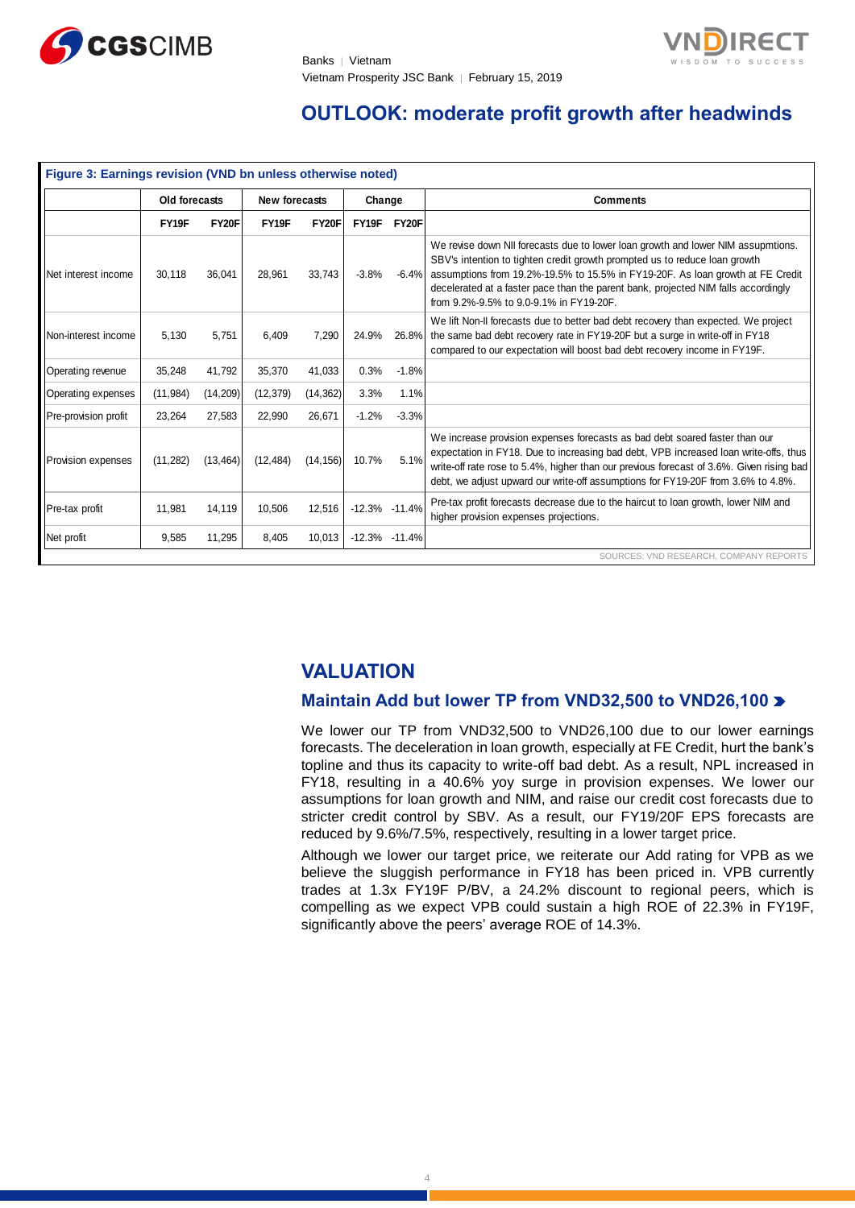## OUTLOOK: moderate profit growth after headwinds

**Figure 3: Earnings revision (VND bn unless otherwise noted)**

| | Old forecasts | | New forecasts | | Change | | Comments |
|---|---|---|---|---|---|---|---|
| | FY19F | FY20F | FY19F | FY20F | FY19F | FY20F | |
| Net interest income | 30,118 | 36,041 | 28,961 | 33,743 | -3.8% | -6.4% | We revise down NII forecasts due to lower loan growth and lower NIM assupmtions. SBV's intention to tighten credit growth prompted us to reduce loan growth assumptions from 19.2%-19.5% to 15.5% in FY19-20F. As loan growth at FE Credit decelerated at a faster pace than the parent bank, projected NIM falls accordingly from 9.2%-9.5% to 9.0-9.1% in FY19-20F. |
| Non-interest income | 5,130 | 5,751 | 6,409 | 7,290 | 24.9% | 26.8% | We lift Non-II forecasts due to better bad debt recovery than expected. We project the same bad debt recovery rate in FY19-20F but a surge in write-off in FY18 compared to our expectation will boost bad debt recovery income in FY19F. |
| Operating revenue | 35,248 | 41,792 | 35,370 | 41,033 | 0.3% | -1.8% | |
| Operating expenses | (11,984) | (14,209) | (12,379) | (14,362) | 3.3% | 1.1% | |
| Pre-provision profit | 23,264 | 27,583 | 22,990 | 26,671 | -1.2% | -3.3% | |
| Provision expenses | (11,282) | (13,464) | (12,484) | (14,156) | 10.7% | 5.1% | We increase provision expenses forecasts as bad debt soared faster than our expectation in FY18. Due to increasing bad debt, VPB increased loan write-offs, thus write-off rate rose to 5.4%, higher than our previous forecast of 3.6%. Given rising bad debt, we adjust upward our write-off assumptions for FY19-20F from 3.6% to 4.8%. |
| Pre-tax profit | 11,981 | 14,119 | 10,506 | 12,516 | -12.3% | -11.4% | Pre-tax profit forecasts decrease due to the haircut to loan growth, lower NIM and higher provision expenses projections. |
| Net profit | 9,585 | 11,295 | 8,405 | 10,013 | -12.3% | -11.4% | |

SOURCES: VND RESEARCH, COMPANY REPORTS

## VALUATION

### Maintain Add but lower TP from VND32,500 to VND26,100

We lower our TP from VND32,500 to VND26,100 due to our lower earnings forecasts. The deceleration in loan growth, especially at FE Credit, hurt the bank's topline and thus its capacity to write-off bad debt. As a result, NPL increased in FY18, resulting in a 40.6% yoy surge in provision expenses. We lower our assumptions for loan growth and NIM, and raise our credit cost forecasts due to stricter credit control by SBV. As a result, our FY19/20F EPS forecasts are reduced by 9.6%/7.5%, respectively, resulting in a lower target price.

Although we lower our target price, we reiterate our Add rating for VPB as we believe the sluggish performance in FY18 has been priced in. VPB currently trades at 1.3x FY19F P/BV, a 24.2% discount to regional peers, which is compelling as we expect VPB could sustain a high ROE of 22.3% in FY19F, significantly above the peers' average ROE of 14.3%.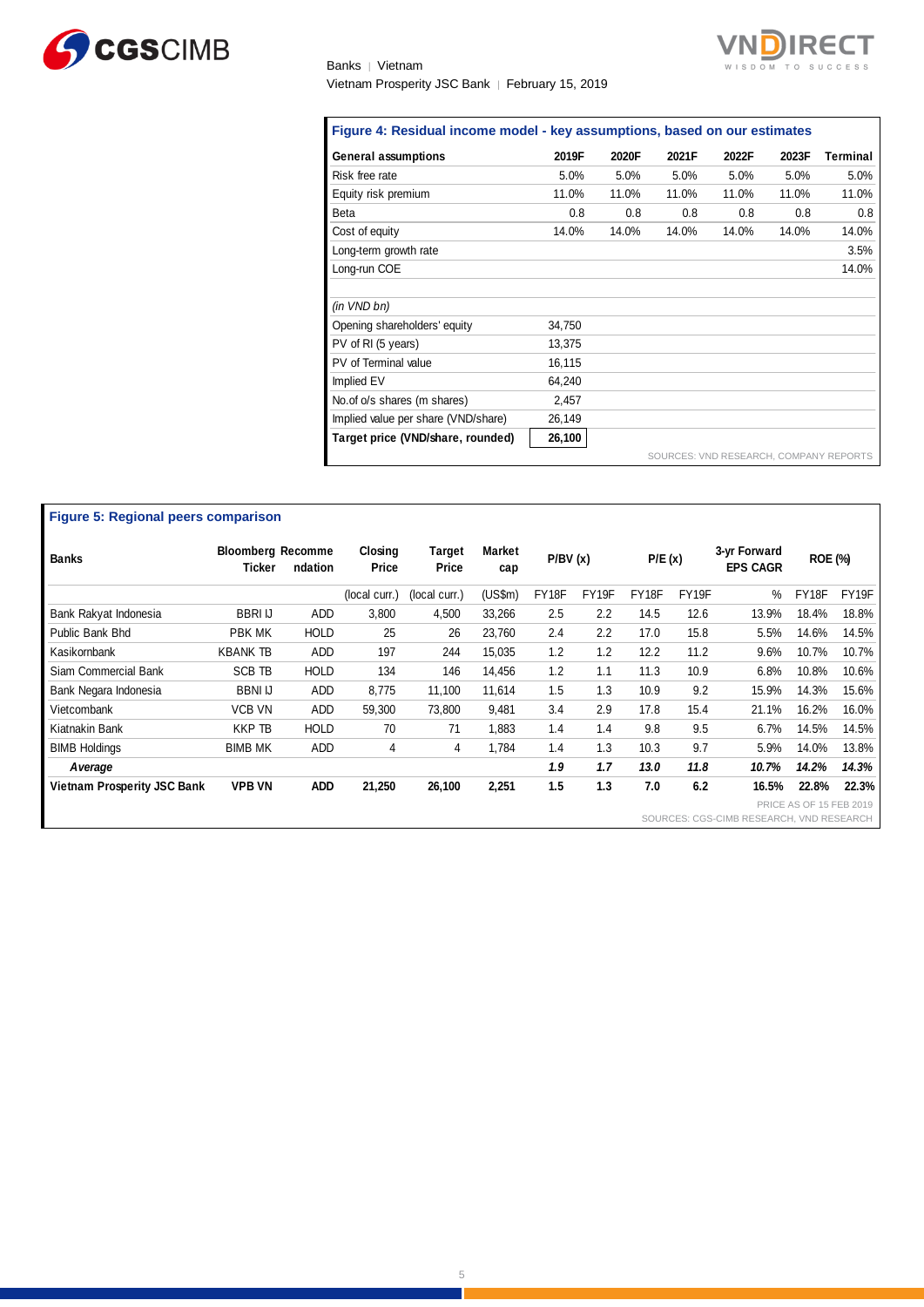**Figure 4: Residual income model - key assumptions, based on our estimates**

| General assumptions | 2019F | 2020F | 2021F | 2022F | 2023F | Terminal |
|---|---|---|---|---|---|---|
| Risk free rate | 5.0% | 5.0% | 5.0% | 5.0% | 5.0% | 5.0% |
| Equity risk premium | 11.0% | 11.0% | 11.0% | 11.0% | 11.0% | 11.0% |
| Beta | 0.8 | 0.8 | 0.8 | 0.8 | 0.8 | 0.8 |
| Cost of equity | 14.0% | 14.0% | 14.0% | 14.0% | 14.0% | 14.0% |
| Long-term growth rate | | | | | | 3.5% |
| Long-run COE | | | | | | 14.0% |
| | | | | | | |
| *(in VND bn)* | | | | | | |
| Opening shareholders' equity | 34,750 | | | | | |
| PV of RI (5 years) | 13,375 | | | | | |
| PV of Terminal value | 16,115 | | | | | |
| Implied EV | 64,240 | | | | | |
| No.of o/s shares (m shares) | 2,457 | | | | | |
| Implied value per share (VND/share) | 26,149 | | | | | |
| **Target price (VND/share, rounded)** | **26,100** | | | | | |

SOURCES: VND RESEARCH, COMPANY REPORTS

**Figure 5: Regional peers comparison**

| Banks | Bloomberg Ticker | Recommendation | Closing Price | Target Price | Market cap | P/BV (x) | | P/E (x) | | 3-yr Forward EPS CAGR | ROE (%) | |
|---|---|---|---|---|---|---|---|---|---|---|---|---|
| | | | (local curr.) | (local curr.) | (US$m) | FY18F | FY19F | FY18F | FY19F | % | FY18F | FY19F |
| Bank Rakyat Indonesia | BBRI IJ | ADD | 3,800 | 4,500 | 33,266 | 2.5 | 2.2 | 14.5 | 12.6 | 13.9% | 18.4% | 18.8% |
| Public Bank Bhd | PBK MK | HOLD | 25 | 26 | 23,760 | 2.4 | 2.2 | 17.0 | 15.8 | 5.5% | 14.6% | 14.5% |
| Kasikornbank | KBANK TB | ADD | 197 | 244 | 15,035 | 1.2 | 1.2 | 12.2 | 11.2 | 9.6% | 10.7% | 10.7% |
| Siam Commercial Bank | SCB TB | HOLD | 134 | 146 | 14,456 | 1.2 | 1.1 | 11.3 | 10.9 | 6.8% | 10.8% | 10.6% |
| Bank Negara Indonesia | BBNI IJ | ADD | 8,775 | 11,100 | 11,614 | 1.5 | 1.3 | 10.9 | 9.2 | 15.9% | 14.3% | 15.6% |
| Vietcombank | VCB VN | ADD | 59,300 | 73,800 | 9,481 | 3.4 | 2.9 | 17.8 | 15.4 | 21.1% | 16.2% | 16.0% |
| Kiatnakin Bank | KKP TB | HOLD | 70 | 71 | 1,883 | 1.4 | 1.4 | 9.8 | 9.5 | 6.7% | 14.5% | 14.5% |
| BIMB Holdings | BIMB MK | ADD | 4 | 4 | 1,784 | 1.4 | 1.3 | 10.3 | 9.7 | 5.9% | 14.0% | 13.8% |
| ***Average*** | | | | | | ***1.9*** | ***1.7*** | ***13.0*** | ***11.8*** | ***10.7%*** | ***14.2%*** | ***14.3%*** |
| **Vietnam Prosperity JSC Bank** | **VPB VN** | **ADD** | **21,250** | **26,100** | **2,251** | **1.5** | **1.3** | **7.0** | **6.2** | **16.5%** | **22.8%** | **22.3%** |

PRICE AS OF 15 FEB 2019

SOURCES: CGS-CIMB RESEARCH, VND RESEARCH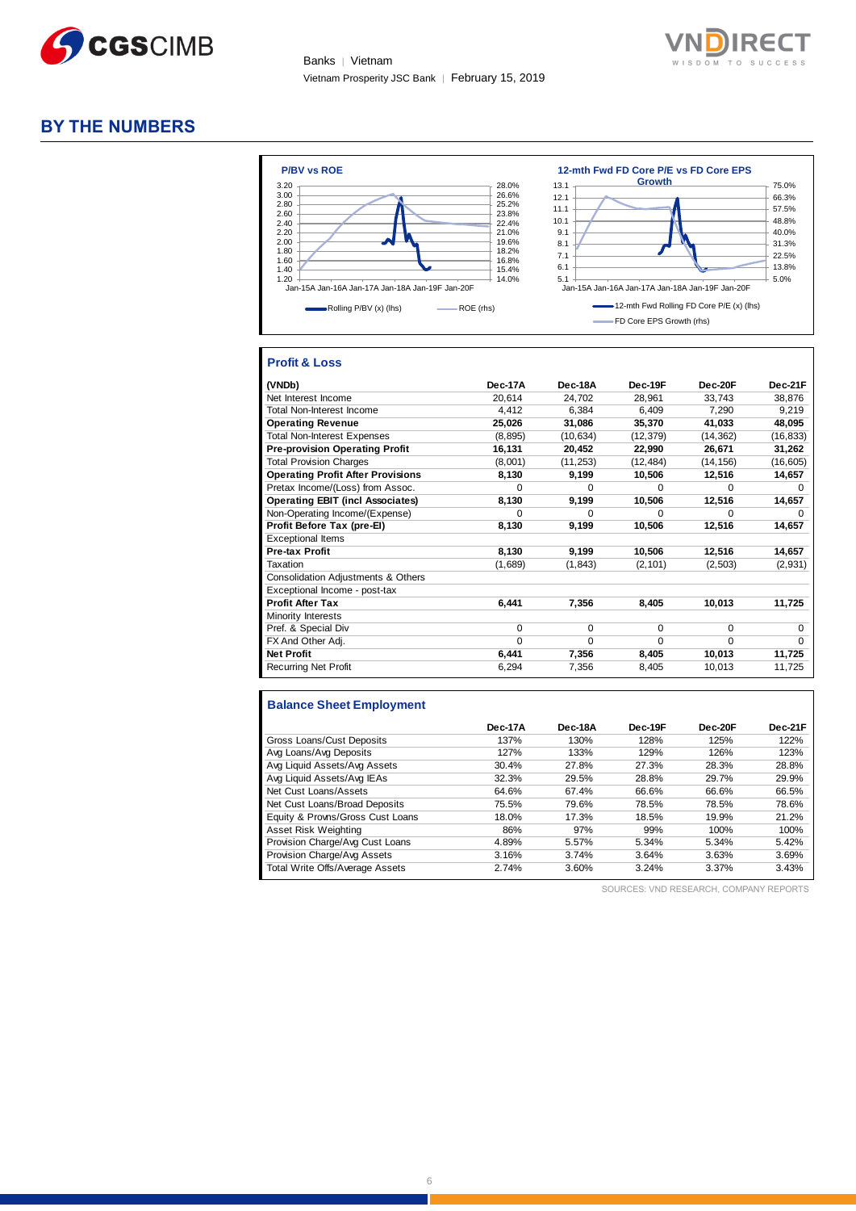## BY THE NUMBERS

**P/BV vs ROE**

Rolling P/BV (x) (lhs) — ROE (rhs)

**12-mth Fwd FD Core P/E vs FD Core EPS Growth**

12-mth Fwd Rolling FD Core P/E (x) (lhs) — FD Core EPS Growth (rhs)

### Profit & Loss

| (VNDb) | Dec-17A | Dec-18A | Dec-19F | Dec-20F | Dec-21F |
|---|---|---|---|---|---|
| Net Interest Income | 20,614 | 24,702 | 28,961 | 33,743 | 38,876 |
| Total Non-Interest Income | 4,412 | 6,384 | 6,409 | 7,290 | 9,219 |
| **Operating Revenue** | **25,026** | **31,086** | **35,370** | **41,033** | **48,095** |
| Total Non-Interest Expenses | (8,895) | (10,634) | (12,379) | (14,362) | (16,833) |
| **Pre-provision Operating Profit** | **16,131** | **20,452** | **22,990** | **26,671** | **31,262** |
| Total Provision Charges | (8,001) | (11,253) | (12,484) | (14,156) | (16,605) |
| **Operating Profit After Provisions** | **8,130** | **9,199** | **10,506** | **12,516** | **14,657** |
| Pretax Income/(Loss) from Assoc. | 0 | 0 | 0 | 0 | 0 |
| **Operating EBIT (incl Associates)** | **8,130** | **9,199** | **10,506** | **12,516** | **14,657** |
| Non-Operating Income/(Expense) | 0 | 0 | 0 | 0 | 0 |
| **Profit Before Tax (pre-EI)** | **8,130** | **9,199** | **10,506** | **12,516** | **14,657** |
| Exceptional Items | | | | | |
| **Pre-tax Profit** | **8,130** | **9,199** | **10,506** | **12,516** | **14,657** |
| Taxation | (1,689) | (1,843) | (2,101) | (2,503) | (2,931) |
| Consolidation Adjustments & Others | | | | | |
| Exceptional Income - post-tax | | | | | |
| **Profit After Tax** | **6,441** | **7,356** | **8,405** | **10,013** | **11,725** |
| Minority Interests | | | | | |
| Pref. & Special Div | 0 | 0 | 0 | 0 | 0 |
| FX And Other Adj. | 0 | 0 | 0 | 0 | 0 |
| **Net Profit** | **6,441** | **7,356** | **8,405** | **10,013** | **11,725** |
| Recurring Net Profit | 6,294 | 7,356 | 8,405 | 10,013 | 11,725 |

### Balance Sheet Employment

| | Dec-17A | Dec-18A | Dec-19F | Dec-20F | Dec-21F |
|---|---|---|---|---|---|
| Gross Loans/Cust Deposits | 137% | 130% | 128% | 125% | 122% |
| Avg Loans/Avg Deposits | 127% | 133% | 129% | 126% | 123% |
| Avg Liquid Assets/Avg Assets | 30.4% | 27.8% | 27.3% | 28.3% | 28.8% |
| Avg Liquid Assets/Avg IEAs | 32.3% | 29.5% | 28.8% | 29.7% | 29.9% |
| Net Cust Loans/Assets | 64.6% | 67.4% | 66.6% | 66.6% | 66.5% |
| Net Cust Loans/Broad Deposits | 75.5% | 79.6% | 78.5% | 78.5% | 78.6% |
| Equity & Provns/Gross Cust Loans | 18.0% | 17.3% | 18.5% | 19.9% | 21.2% |
| Asset Risk Weighting | 86% | 97% | 99% | 100% | 100% |
| Provision Charge/Avg Cust Loans | 4.89% | 5.57% | 5.34% | 5.34% | 5.42% |
| Provision Charge/Avg Assets | 3.16% | 3.74% | 3.64% | 3.63% | 3.69% |
| Total Write Offs/Average Assets | 2.74% | 3.60% | 3.24% | 3.37% | 3.43% |

SOURCES: VND RESEARCH, COMPANY REPORTS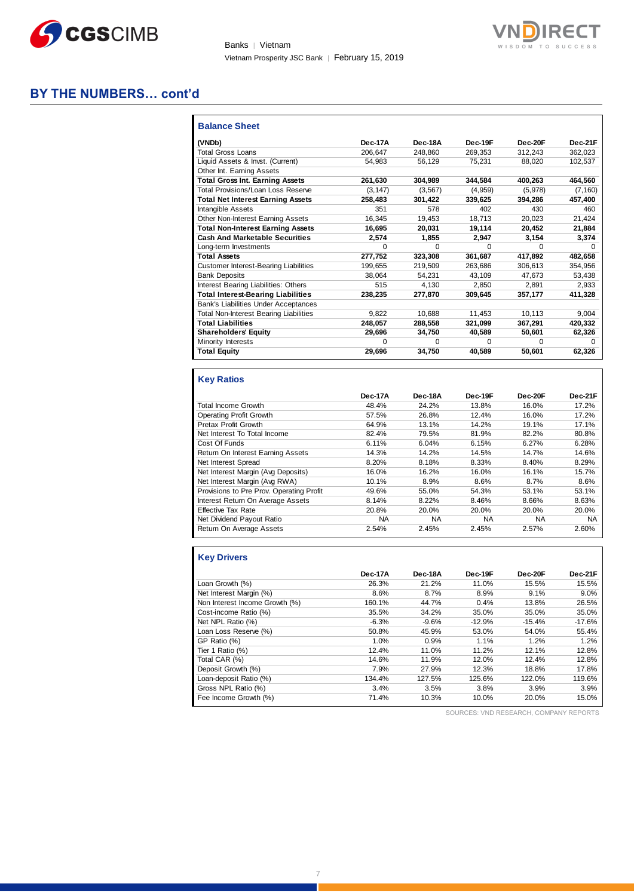## BY THE NUMBERS… cont'd

### Balance Sheet

| (VNDb) | Dec-17A | Dec-18A | Dec-19F | Dec-20F | Dec-21F |
|---|---|---|---|---|---|
| Total Gross Loans | 206,647 | 248,860 | 269,353 | 312,243 | 362,023 |
| Liquid Assets & Invst. (Current) | 54,983 | 56,129 | 75,231 | 88,020 | 102,537 |
| Other Int. Earning Assets | | | | | |
| **Total Gross Int. Earning Assets** | **261,630** | **304,989** | **344,584** | **400,263** | **464,560** |
| Total Provisions/Loan Loss Reserve | (3,147) | (3,567) | (4,959) | (5,978) | (7,160) |
| **Total Net Interest Earning Assets** | **258,483** | **301,422** | **339,625** | **394,286** | **457,400** |
| Intangible Assets | 351 | 578 | 402 | 430 | 460 |
| Other Non-Interest Earning Assets | 16,345 | 19,453 | 18,713 | 20,023 | 21,424 |
| **Total Non-Interest Earning Assets** | **16,695** | **20,031** | **19,114** | **20,452** | **21,884** |
| **Cash And Marketable Securities** | **2,574** | **1,855** | **2,947** | **3,154** | **3,374** |
| Long-term Investments | 0 | 0 | 0 | 0 | 0 |
| **Total Assets** | **277,752** | **323,308** | **361,687** | **417,892** | **482,658** |
| Customer Interest-Bearing Liabilities | 199,655 | 219,509 | 263,686 | 306,613 | 354,956 |
| Bank Deposits | 38,064 | 54,231 | 43,109 | 47,673 | 53,438 |
| Interest Bearing Liabilities: Others | 515 | 4,130 | 2,850 | 2,891 | 2,933 |
| **Total Interest-Bearing Liabilities** | **238,235** | **277,870** | **309,645** | **357,177** | **411,328** |
| Bank's Liabilities Under Acceptances | | | | | |
| Total Non-Interest Bearing Liabilities | 9,822 | 10,688 | 11,453 | 10,113 | 9,004 |
| **Total Liabilities** | **248,057** | **288,558** | **321,099** | **367,291** | **420,332** |
| **Shareholders' Equity** | **29,696** | **34,750** | **40,589** | **50,601** | **62,326** |
| Minority Interests | 0 | 0 | 0 | 0 | 0 |
| **Total Equity** | **29,696** | **34,750** | **40,589** | **50,601** | **62,326** |

### Key Ratios

| | Dec-17A | Dec-18A | Dec-19F | Dec-20F | Dec-21F |
|---|---|---|---|---|---|
| Total Income Growth | 48.4% | 24.2% | 13.8% | 16.0% | 17.2% |
| Operating Profit Growth | 57.5% | 26.8% | 12.4% | 16.0% | 17.2% |
| Pretax Profit Growth | 64.9% | 13.1% | 14.2% | 19.1% | 17.1% |
| Net Interest To Total Income | 82.4% | 79.5% | 81.9% | 82.2% | 80.8% |
| Cost Of Funds | 6.11% | 6.04% | 6.15% | 6.27% | 6.28% |
| Return On Interest Earning Assets | 14.3% | 14.2% | 14.5% | 14.7% | 14.6% |
| Net Interest Spread | 8.20% | 8.18% | 8.33% | 8.40% | 8.29% |
| Net Interest Margin (Avg Deposits) | 16.0% | 16.2% | 16.0% | 16.1% | 15.7% |
| Net Interest Margin (Avg RWA) | 10.1% | 8.9% | 8.6% | 8.7% | 8.6% |
| Provisions to Pre Prov. Operating Profit | 49.6% | 55.0% | 54.3% | 53.1% | 53.1% |
| Interest Return On Average Assets | 8.14% | 8.22% | 8.46% | 8.66% | 8.63% |
| Effective Tax Rate | 20.8% | 20.0% | 20.0% | 20.0% | 20.0% |
| Net Dividend Payout Ratio | NA | NA | NA | NA | NA |
| Return On Average Assets | 2.54% | 2.45% | 2.45% | 2.57% | 2.60% |

### Key Drivers

| | Dec-17A | Dec-18A | Dec-19F | Dec-20F | Dec-21F |
|---|---|---|---|---|---|
| Loan Growth (%) | 26.3% | 21.2% | 11.0% | 15.5% | 15.5% |
| Net Interest Margin (%) | 8.6% | 8.7% | 8.9% | 9.1% | 9.0% |
| Non Interest Income Growth (%) | 160.1% | 44.7% | 0.4% | 13.8% | 26.5% |
| Cost-income Ratio (%) | 35.5% | 34.2% | 35.0% | 35.0% | 35.0% |
| Net NPL Ratio (%) | -6.3% | -9.6% | -12.9% | -15.4% | -17.6% |
| Loan Loss Reserve (%) | 50.8% | 45.9% | 53.0% | 54.0% | 55.4% |
| GP Ratio (%) | 1.0% | 0.9% | 1.1% | 1.2% | 1.2% |
| Tier 1 Ratio (%) | 12.4% | 11.0% | 11.2% | 12.1% | 12.8% |
| Total CAR (%) | 14.6% | 11.9% | 12.0% | 12.4% | 12.8% |
| Deposit Growth (%) | 7.9% | 27.9% | 12.3% | 18.8% | 17.8% |
| Loan-deposit Ratio (%) | 134.4% | 127.5% | 125.6% | 122.0% | 119.6% |
| Gross NPL Ratio (%) | 3.4% | 3.5% | 3.8% | 3.9% | 3.9% |
| Fee Income Growth (%) | 71.4% | 10.3% | 10.0% | 20.0% | 15.0% |

SOURCES: VND RESEARCH, COMPANY REPORTS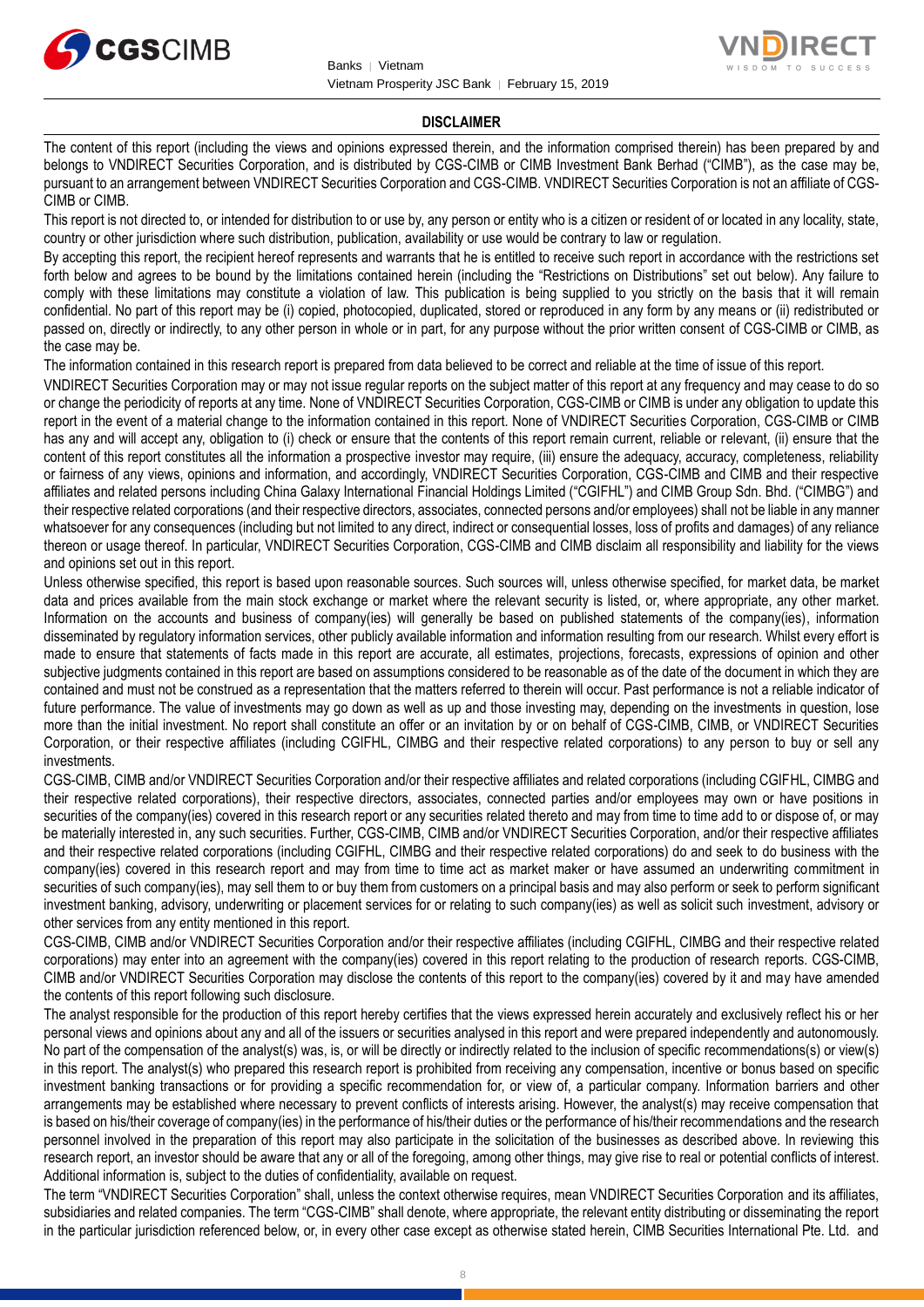## DISCLAIMER

The content of this report (including the views and opinions expressed therein, and the information comprised therein) has been prepared by and belongs to VNDIRECT Securities Corporation, and is distributed by CGS-CIMB or CIMB Investment Bank Berhad ("CIMB"), as the case may be, pursuant to an arrangement between VNDIRECT Securities Corporation and CGS-CIMB. VNDIRECT Securities Corporation is not an affiliate of CGS-CIMB or CIMB.

This report is not directed to, or intended for distribution to or use by, any person or entity who is a citizen or resident of or located in any locality, state, country or other jurisdiction where such distribution, publication, availability or use would be contrary to law or regulation.

By accepting this report, the recipient hereof represents and warrants that he is entitled to receive such report in accordance with the restrictions set forth below and agrees to be bound by the limitations contained herein (including the "Restrictions on Distributions" set out below). Any failure to comply with these limitations may constitute a violation of law. This publication is being supplied to you strictly on the basis that it will remain confidential. No part of this report may be (i) copied, photocopied, duplicated, stored or reproduced in any form by any means or (ii) redistributed or passed on, directly or indirectly, to any other person in whole or in part, for any purpose without the prior written consent of CGS-CIMB or CIMB, as the case may be.

The information contained in this research report is prepared from data believed to be correct and reliable at the time of issue of this report.

VNDIRECT Securities Corporation may or may not issue regular reports on the subject matter of this report at any frequency and may cease to do so or change the periodicity of reports at any time. None of VNDIRECT Securities Corporation, CGS-CIMB or CIMB is under any obligation to update this report in the event of a material change to the information contained in this report. None of VNDIRECT Securities Corporation, CGS-CIMB or CIMB has any and will accept any, obligation to (i) check or ensure that the contents of this report remain current, reliable or relevant, (ii) ensure that the content of this report constitutes all the information a prospective investor may require, (iii) ensure the adequacy, accuracy, completeness, reliability or fairness of any views, opinions and information, and accordingly, VNDIRECT Securities Corporation, CGS-CIMB and CIMB and their respective affiliates and related persons including China Galaxy International Financial Holdings Limited ("CGIFHL") and CIMB Group Sdn. Bhd. ("CIMBG") and their respective related corporations (and their respective directors, associates, connected persons and/or employees) shall not be liable in any manner whatsoever for any consequences (including but not limited to any direct, indirect or consequential losses, loss of profits and damages) of any reliance thereon or usage thereof. In particular, VNDIRECT Securities Corporation, CGS-CIMB and CIMB disclaim all responsibility and liability for the views and opinions set out in this report.

Unless otherwise specified, this report is based upon reasonable sources. Such sources will, unless otherwise specified, for market data, be market data and prices available from the main stock exchange or market where the relevant security is listed, or, where appropriate, any other market. Information on the accounts and business of company(ies) will generally be based on published statements of the company(ies), information disseminated by regulatory information services, other publicly available information and information resulting from our research. Whilst every effort is made to ensure that statements of facts made in this report are accurate, all estimates, projections, forecasts, expressions of opinion and other subjective judgments contained in this report are based on assumptions considered to be reasonable as of the date of the document in which they are contained and must not be construed as a representation that the matters referred to therein will occur. Past performance is not a reliable indicator of future performance. The value of investments may go down as well as up and those investing may, depending on the investments in question, lose more than the initial investment. No report shall constitute an offer or an invitation by or on behalf of CGS-CIMB, CIMB, or VNDIRECT Securities Corporation, or their respective affiliates (including CGIFHL, CIMBG and their respective related corporations) to any person to buy or sell any investments.

CGS-CIMB, CIMB and/or VNDIRECT Securities Corporation and/or their respective affiliates and related corporations (including CGIFHL, CIMBG and their respective related corporations), their respective directors, associates, connected parties and/or employees may own or have positions in securities of the company(ies) covered in this research report or any securities related thereto and may from time to time add to or dispose of, or may be materially interested in, any such securities. Further, CGS-CIMB, CIMB and/or VNDIRECT Securities Corporation, and/or their respective affiliates and their respective related corporations (including CGIFHL, CIMBG and their respective related corporations) do and seek to do business with the company(ies) covered in this research report and may from time to time act as market maker or have assumed an underwriting commitment in securities of such company(ies), may sell them to or buy them from customers on a principal basis and may also perform or seek to perform significant investment banking, advisory, underwriting or placement services for or relating to such company(ies) as well as solicit such investment, advisory or other services from any entity mentioned in this report.

CGS-CIMB, CIMB and/or VNDIRECT Securities Corporation and/or their respective affiliates (including CGIFHL, CIMBG and their respective related corporations) may enter into an agreement with the company(ies) covered in this report relating to the production of research reports. CGS-CIMB, CIMB and/or VNDIRECT Securities Corporation may disclose the contents of this report to the company(ies) covered by it and may have amended the contents of this report following such disclosure.

The analyst responsible for the production of this report hereby certifies that the views expressed herein accurately and exclusively reflect his or her personal views and opinions about any and all of the issuers or securities analysed in this report and were prepared independently and autonomously. No part of the compensation of the analyst(s) was, is, or will be directly or indirectly related to the inclusion of specific recommendations(s) or view(s) in this report. The analyst(s) who prepared this research report is prohibited from receiving any compensation, incentive or bonus based on specific investment banking transactions or for providing a specific recommendation for, or view of, a particular company. Information barriers and other arrangements may be established where necessary to prevent conflicts of interests arising. However, the analyst(s) may receive compensation that is based on his/their coverage of company(ies) in the performance of his/their duties or the performance of his/their recommendations and the research personnel involved in the preparation of this report may also participate in the solicitation of the businesses as described above. In reviewing this research report, an investor should be aware that any or all of the foregoing, among other things, may give rise to real or potential conflicts of interest. Additional information is, subject to the duties of confidentiality, available on request.

The term "VNDIRECT Securities Corporation" shall, unless the context otherwise requires, mean VNDIRECT Securities Corporation and its affiliates, subsidiaries and related companies. The term "CGS-CIMB" shall denote, where appropriate, the relevant entity distributing or disseminating the report in the particular jurisdiction referenced below, or, in every other case except as otherwise stated herein, CIMB Securities International Pte. Ltd. and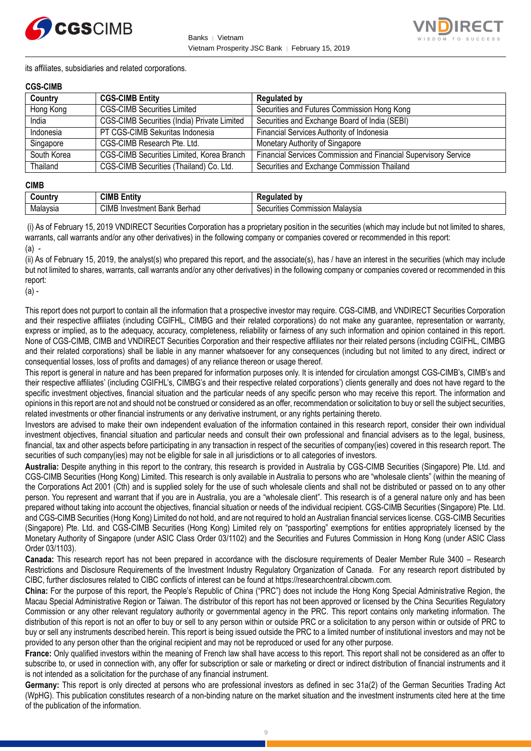its affiliates, subsidiaries and related corporations.

**CGS-CIMB**

| Country | CGS-CIMB Entity | Regulated by |
|---|---|---|
| Hong Kong | CGS-CIMB Securities Limited | Securities and Futures Commission Hong Kong |
| India | CGS-CIMB Securities (India) Private Limited | Securities and Exchange Board of India (SEBI) |
| Indonesia | PT CGS-CIMB Sekuritas Indonesia | Financial Services Authority of Indonesia |
| Singapore | CGS-CIMB Research Pte. Ltd. | Monetary Authority of Singapore |
| South Korea | CGS-CIMB Securities Limited, Korea Branch | Financial Services Commission and Financial Supervisory Service |
| Thailand | CGS-CIMB Securities (Thailand) Co. Ltd. | Securities and Exchange Commission Thailand |

**CIMB**

| Country | CIMB Entity | Regulated by |
|---|---|---|
| Malaysia | CIMB Investment Bank Berhad | Securities Commission Malaysia |

(i) As of February 15, 2019 VNDIRECT Securities Corporation has a proprietary position in the securities (which may include but not limited to shares, warrants, call warrants and/or any other derivatives) in the following company or companies covered or recommended in this report:

(a) -

(ii) As of February 15, 2019, the analyst(s) who prepared this report, and the associate(s), has / have an interest in the securities (which may include but not limited to shares, warrants, call warrants and/or any other derivatives) in the following company or companies covered or recommended in this report:

(a) -

This report does not purport to contain all the information that a prospective investor may require. CGS-CIMB, and VNDIRECT Securities Corporation and their respective affiliates (including CGIFHL, CIMBG and their related corporations) do not make any guarantee, representation or warranty, express or implied, as to the adequacy, accuracy, completeness, reliability or fairness of any such information and opinion contained in this report. None of CGS-CIMB, CIMB and VNDIRECT Securities Corporation and their respective affiliates nor their related persons (including CGIFHL, CIMBG and their related corporations) shall be liable in any manner whatsoever for any consequences (including but not limited to any direct, indirect or consequential losses, loss of profits and damages) of any reliance thereon or usage thereof.

This report is general in nature and has been prepared for information purposes only. It is intended for circulation amongst CGS-CIMB's, CIMB's and their respective affiliates' (including CGIFHL's, CIMBG's and their respective related corporations') clients generally and does not have regard to the specific investment objectives, financial situation and the particular needs of any specific person who may receive this report. The information and opinions in this report are not and should not be construed or considered as an offer, recommendation or solicitation to buy or sell the subject securities, related investments or other financial instruments or any derivative instrument, or any rights pertaining thereto.

Investors are advised to make their own independent evaluation of the information contained in this research report, consider their own individual investment objectives, financial situation and particular needs and consult their own professional and financial advisers as to the legal, business, financial, tax and other aspects before participating in any transaction in respect of the securities of company(ies) covered in this research report. The securities of such company(ies) may not be eligible for sale in all jurisdictions or to all categories of investors.

**Australia:** Despite anything in this report to the contrary, this research is provided in Australia by CGS-CIMB Securities (Singapore) Pte. Ltd. and CGS-CIMB Securities (Hong Kong) Limited. This research is only available in Australia to persons who are "wholesale clients" (within the meaning of the Corporations Act 2001 (Cth) and is supplied solely for the use of such wholesale clients and shall not be distributed or passed on to any other person. You represent and warrant that if you are in Australia, you are a "wholesale client". This research is of a general nature only and has been prepared without taking into account the objectives, financial situation or needs of the individual recipient. CGS-CIMB Securities (Singapore) Pte. Ltd. and CGS-CIMB Securities (Hong Kong) Limited do not hold, and are not required to hold an Australian financial services license. CGS-CIMB Securities (Singapore) Pte. Ltd. and CGS-CIMB Securities (Hong Kong) Limited rely on "passporting" exemptions for entities appropriately licensed by the Monetary Authority of Singapore (under ASIC Class Order 03/1102) and the Securities and Futures Commission in Hong Kong (under ASIC Class Order 03/1103).

**Canada:** This research report has not been prepared in accordance with the disclosure requirements of Dealer Member Rule 3400 – Research Restrictions and Disclosure Requirements of the Investment Industry Regulatory Organization of Canada. For any research report distributed by CIBC, further disclosures related to CIBC conflicts of interest can be found at https://researchcentral.cibcwm.com.

**China:** For the purpose of this report, the People's Republic of China ("PRC") does not include the Hong Kong Special Administrative Region, the Macau Special Administrative Region or Taiwan. The distributor of this report has not been approved or licensed by the China Securities Regulatory Commission or any other relevant regulatory authority or governmental agency in the PRC. This report contains only marketing information. The distribution of this report is not an offer to buy or sell to any person within or outside PRC or a solicitation to any person within or outside of PRC to buy or sell any instruments described herein. This report is being issued outside the PRC to a limited number of institutional investors and may not be provided to any person other than the original recipient and may not be reproduced or used for any other purpose.

**France:** Only qualified investors within the meaning of French law shall have access to this report. This report shall not be considered as an offer to subscribe to, or used in connection with, any offer for subscription or sale or marketing or direct or indirect distribution of financial instruments and it is not intended as a solicitation for the purchase of any financial instrument.

**Germany:** This report is only directed at persons who are professional investors as defined in sec 31a(2) of the German Securities Trading Act (WpHG). This publication constitutes research of a non-binding nature on the market situation and the investment instruments cited here at the time of the publication of the information.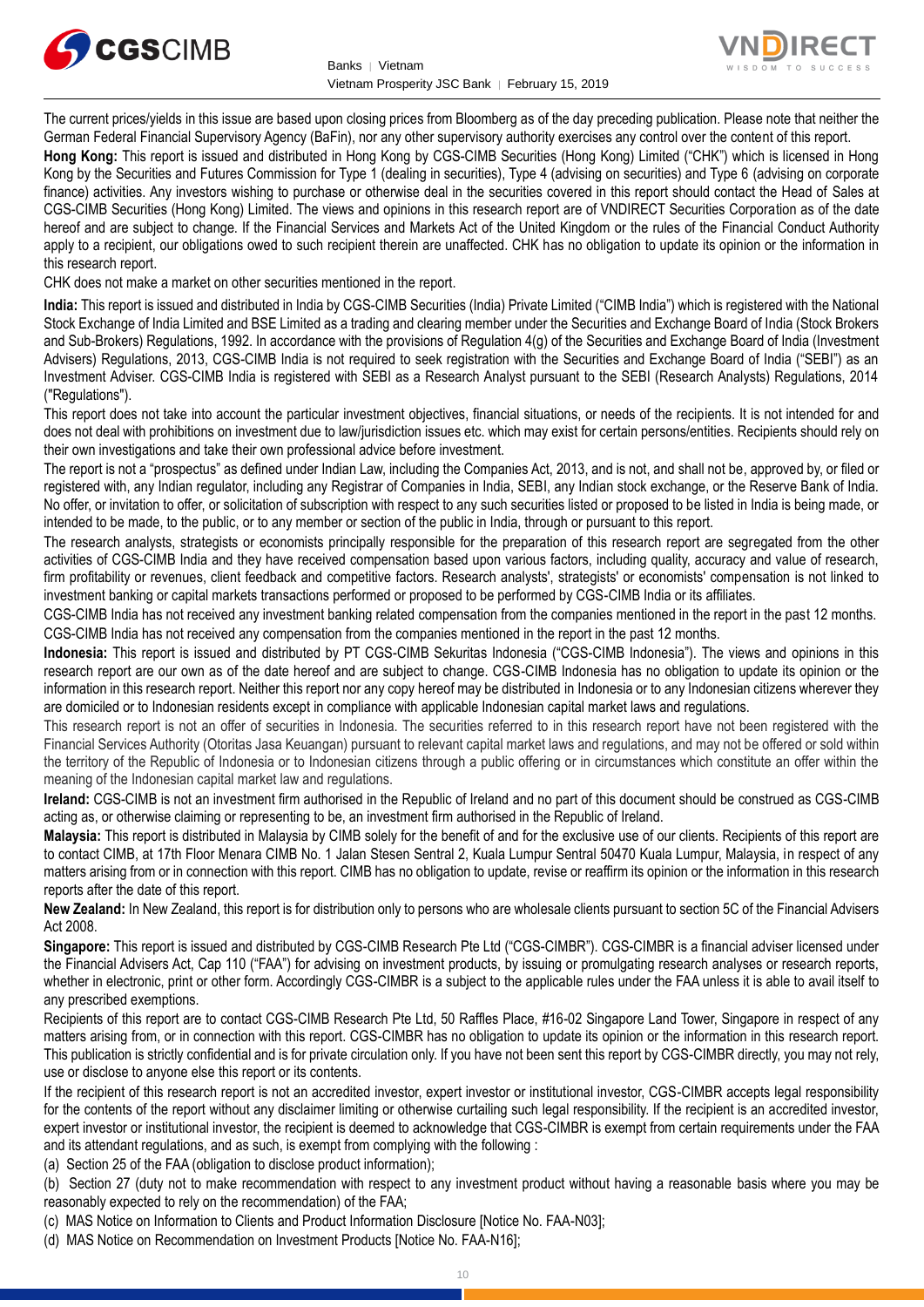The current prices/yields in this issue are based upon closing prices from Bloomberg as of the day preceding publication. Please note that neither the German Federal Financial Supervisory Agency (BaFin), nor any other supervisory authority exercises any control over the content of this report.

**Hong Kong:** This report is issued and distributed in Hong Kong by CGS-CIMB Securities (Hong Kong) Limited ("CHK") which is licensed in Hong Kong by the Securities and Futures Commission for Type 1 (dealing in securities), Type 4 (advising on securities) and Type 6 (advising on corporate finance) activities. Any investors wishing to purchase or otherwise deal in the securities covered in this report should contact the Head of Sales at CGS-CIMB Securities (Hong Kong) Limited. The views and opinions in this research report are of VNDIRECT Securities Corporation as of the date hereof and are subject to change. If the Financial Services and Markets Act of the United Kingdom or the rules of the Financial Conduct Authority apply to a recipient, our obligations owed to such recipient therein are unaffected. CHK has no obligation to update its opinion or the information in this research report.

CHK does not make a market on other securities mentioned in the report.

**India:** This report is issued and distributed in India by CGS-CIMB Securities (India) Private Limited ("CIMB India") which is registered with the National Stock Exchange of India Limited and BSE Limited as a trading and clearing member under the Securities and Exchange Board of India (Stock Brokers and Sub-Brokers) Regulations, 1992. In accordance with the provisions of Regulation 4(g) of the Securities and Exchange Board of India (Investment Advisers) Regulations, 2013, CGS-CIMB India is not required to seek registration with the Securities and Exchange Board of India ("SEBI") as an Investment Adviser. CGS-CIMB India is registered with SEBI as a Research Analyst pursuant to the SEBI (Research Analysts) Regulations, 2014 ("Regulations").

This report does not take into account the particular investment objectives, financial situations, or needs of the recipients. It is not intended for and does not deal with prohibitions on investment due to law/jurisdiction issues etc. which may exist for certain persons/entities. Recipients should rely on their own investigations and take their own professional advice before investment.

The report is not a "prospectus" as defined under Indian Law, including the Companies Act, 2013, and is not, and shall not be, approved by, or filed or registered with, any Indian regulator, including any Registrar of Companies in India, SEBI, any Indian stock exchange, or the Reserve Bank of India. No offer, or invitation to offer, or solicitation of subscription with respect to any such securities listed or proposed to be listed in India is being made, or intended to be made, to the public, or to any member or section of the public in India, through or pursuant to this report.

The research analysts, strategists or economists principally responsible for the preparation of this research report are segregated from the other activities of CGS-CIMB India and they have received compensation based upon various factors, including quality, accuracy and value of research, firm profitability or revenues, client feedback and competitive factors. Research analysts', strategists' or economists' compensation is not linked to investment banking or capital markets transactions performed or proposed to be performed by CGS-CIMB India or its affiliates.

CGS-CIMB India has not received any investment banking related compensation from the companies mentioned in the report in the past 12 months. CGS-CIMB India has not received any compensation from the companies mentioned in the report in the past 12 months.

**Indonesia:** This report is issued and distributed by PT CGS-CIMB Sekuritas Indonesia ("CGS-CIMB Indonesia"). The views and opinions in this research report are our own as of the date hereof and are subject to change. CGS-CIMB Indonesia has no obligation to update its opinion or the information in this research report. Neither this report nor any copy hereof may be distributed in Indonesia or to any Indonesian citizens wherever they are domiciled or to Indonesian residents except in compliance with applicable Indonesian capital market laws and regulations.

This research report is not an offer of securities in Indonesia. The securities referred to in this research report have not been registered with the Financial Services Authority (Otoritas Jasa Keuangan) pursuant to relevant capital market laws and regulations, and may not be offered or sold within the territory of the Republic of Indonesia or to Indonesian citizens through a public offering or in circumstances which constitute an offer within the meaning of the Indonesian capital market law and regulations.

**Ireland:** CGS-CIMB is not an investment firm authorised in the Republic of Ireland and no part of this document should be construed as CGS-CIMB acting as, or otherwise claiming or representing to be, an investment firm authorised in the Republic of Ireland.

**Malaysia:** This report is distributed in Malaysia by CIMB solely for the benefit of and for the exclusive use of our clients. Recipients of this report are to contact CIMB, at 17th Floor Menara CIMB No. 1 Jalan Stesen Sentral 2, Kuala Lumpur Sentral 50470 Kuala Lumpur, Malaysia, in respect of any matters arising from or in connection with this report. CIMB has no obligation to update, revise or reaffirm its opinion or the information in this research reports after the date of this report.

**New Zealand:** In New Zealand, this report is for distribution only to persons who are wholesale clients pursuant to section 5C of the Financial Advisers Act 2008.

**Singapore:** This report is issued and distributed by CGS-CIMB Research Pte Ltd ("CGS-CIMBR"). CGS-CIMBR is a financial adviser licensed under the Financial Advisers Act, Cap 110 ("FAA") for advising on investment products, by issuing or promulgating research analyses or research reports, whether in electronic, print or other form. Accordingly CGS-CIMBR is a subject to the applicable rules under the FAA unless it is able to avail itself to any prescribed exemptions.

Recipients of this report are to contact CGS-CIMB Research Pte Ltd, 50 Raffles Place, #16-02 Singapore Land Tower, Singapore in respect of any matters arising from, or in connection with this report. CGS-CIMBR has no obligation to update its opinion or the information in this research report. This publication is strictly confidential and is for private circulation only. If you have not been sent this report by CGS-CIMBR directly, you may not rely, use or disclose to anyone else this report or its contents.

If the recipient of this research report is not an accredited investor, expert investor or institutional investor, CGS-CIMBR accepts legal responsibility for the contents of the report without any disclaimer limiting or otherwise curtailing such legal responsibility. If the recipient is an accredited investor, expert investor or institutional investor, the recipient is deemed to acknowledge that CGS-CIMBR is exempt from certain requirements under the FAA and its attendant regulations, and as such, is exempt from complying with the following :

(a) Section 25 of the FAA (obligation to disclose product information);

(b) Section 27 (duty not to make recommendation with respect to any investment product without having a reasonable basis where you may be reasonably expected to rely on the recommendation) of the FAA;

(c) MAS Notice on Information to Clients and Product Information Disclosure [Notice No. FAA-N03];

(d) MAS Notice on Recommendation on Investment Products [Notice No. FAA-N16];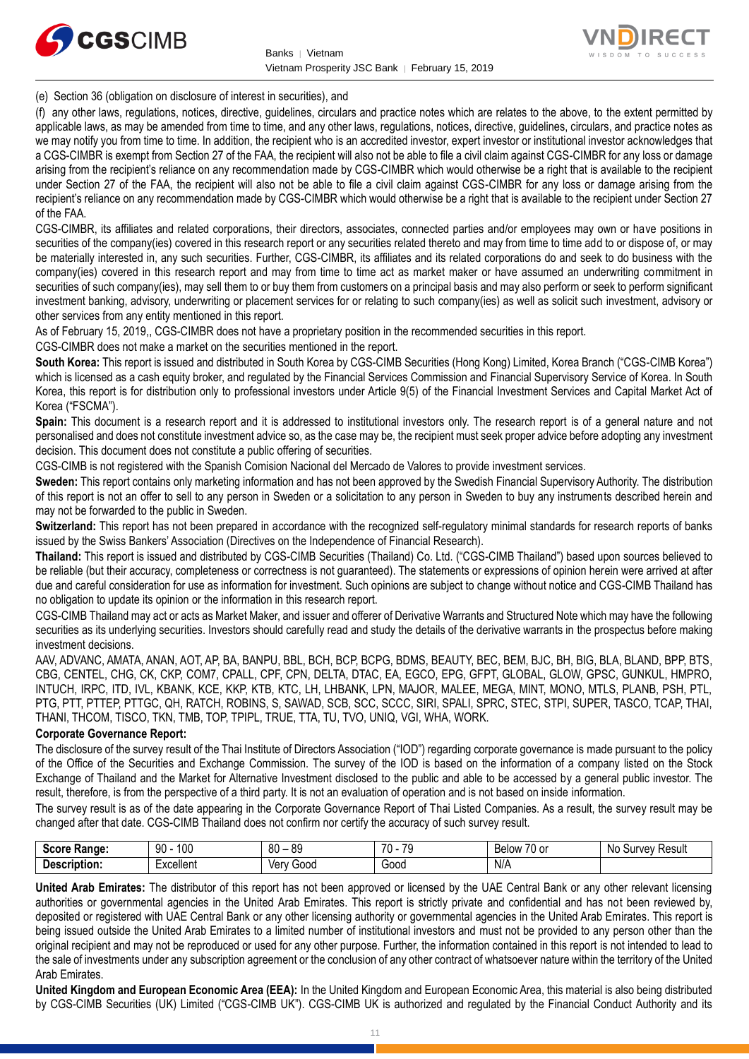(e) Section 36 (obligation on disclosure of interest in securities), and

(f) any other laws, regulations, notices, directive, guidelines, circulars and practice notes which are relates to the above, to the extent permitted by applicable laws, as may be amended from time to time, and any other laws, regulations, notices, directive, guidelines, circulars, and practice notes as we may notify you from time to time. In addition, the recipient who is an accredited investor, expert investor or institutional investor acknowledges that a CGS-CIMBR is exempt from Section 27 of the FAA, the recipient will also not be able to file a civil claim against CGS-CIMBR for any loss or damage arising from the recipient's reliance on any recommendation made by CGS-CIMBR which would otherwise be a right that is available to the recipient under Section 27 of the FAA, the recipient will also not be able to file a civil claim against CGS-CIMBR for any loss or damage arising from the recipient's reliance on any recommendation made by CGS-CIMBR which would otherwise be a right that is available to the recipient under Section 27 of the FAA.

CGS-CIMBR, its affiliates and related corporations, their directors, associates, connected parties and/or employees may own or have positions in securities of the company(ies) covered in this research report or any securities related thereto and may from time to time add to or dispose of, or may be materially interested in, any such securities. Further, CGS-CIMBR, its affiliates and its related corporations do and seek to do business with the company(ies) covered in this research report and may from time to time act as market maker or have assumed an underwriting commitment in securities of such company(ies), may sell them to or buy them from customers on a principal basis and may also perform or seek to perform significant investment banking, advisory, underwriting or placement services for or relating to such company(ies) as well as solicit such investment, advisory or other services from any entity mentioned in this report.

As of February 15, 2019,, CGS-CIMBR does not have a proprietary position in the recommended securities in this report.

CGS-CIMBR does not make a market on the securities mentioned in the report.

**South Korea:** This report is issued and distributed in South Korea by CGS-CIMB Securities (Hong Kong) Limited, Korea Branch ("CGS-CIMB Korea") which is licensed as a cash equity broker, and regulated by the Financial Services Commission and Financial Supervisory Service of Korea. In South Korea, this report is for distribution only to professional investors under Article 9(5) of the Financial Investment Services and Capital Market Act of Korea ("FSCMA").

**Spain:** This document is a research report and it is addressed to institutional investors only. The research report is of a general nature and not personalised and does not constitute investment advice so, as the case may be, the recipient must seek proper advice before adopting any investment decision. This document does not constitute a public offering of securities.

CGS-CIMB is not registered with the Spanish Comision Nacional del Mercado de Valores to provide investment services.

**Sweden:** This report contains only marketing information and has not been approved by the Swedish Financial Supervisory Authority. The distribution of this report is not an offer to sell to any person in Sweden or a solicitation to any person in Sweden to buy any instruments described herein and may not be forwarded to the public in Sweden.

**Switzerland:** This report has not been prepared in accordance with the recognized self-regulatory minimal standards for research reports of banks issued by the Swiss Bankers' Association (Directives on the Independence of Financial Research).

**Thailand:** This report is issued and distributed by CGS-CIMB Securities (Thailand) Co. Ltd. ("CGS-CIMB Thailand") based upon sources believed to be reliable (but their accuracy, completeness or correctness is not guaranteed). The statements or expressions of opinion herein were arrived at after due and careful consideration for use as information for investment. Such opinions are subject to change without notice and CGS-CIMB Thailand has no obligation to update its opinion or the information in this research report.

CGS-CIMB Thailand may act or acts as Market Maker, and issuer and offerer of Derivative Warrants and Structured Note which may have the following securities as its underlying securities. Investors should carefully read and study the details of the derivative warrants in the prospectus before making investment decisions.

AAV, ADVANC, AMATA, ANAN, AOT, AP, BA, BANPU, BBL, BCH, BCP, BCPG, BDMS, BEAUTY, BEC, BEM, BJC, BH, BIG, BLA, BLAND, BPP, BTS, CBG, CENTEL, CHG, CK, CKP, COM7, CPALL, CPF, CPN, DELTA, DTAC, EA, EGCO, EPG, GFPT, GLOBAL, GLOW, GPSC, GUNKUL, HMPRO, INTUCH, IRPC, ITD, IVL, KBANK, KCE, KKP, KTB, KTC, LH, LHBANK, LPN, MAJOR, MALEE, MEGA, MINT, MONO, MTLS, PLANB, PSH, PTL, PTG, PTT, PTTEP, PTTGC, QH, RATCH, ROBINS, S, SAWAD, SCB, SCC, SCCC, SIRI, SPALI, SPRC, STEC, STPI, SUPER, TASCO, TCAP, THAI, THANI, THCOM, TISCO, TKN, TMB, TOP, TPIPL, TRUE, TTA, TU, TVO, UNIQ, VGI, WHA, WORK.

**Corporate Governance Report:**

The disclosure of the survey result of the Thai Institute of Directors Association ("IOD") regarding corporate governance is made pursuant to the policy of the Office of the Securities and Exchange Commission. The survey of the IOD is based on the information of a company listed on the Stock Exchange of Thailand and the Market for Alternative Investment disclosed to the public and able to be accessed by a general public investor. The result, therefore, is from the perspective of a third party. It is not an evaluation of operation and is not based on inside information.

The survey result is as of the date appearing in the Corporate Governance Report of Thai Listed Companies. As a result, the survey result may be changed after that date. CGS-CIMB Thailand does not confirm nor certify the accuracy of such survey result.

| **Score Range:** | 90 - 100 | 80 – 89 | 70 - 79 | Below 70 or | No Survey Result |
|---|---|---|---|---|---|
| **Description:** | Excellent | Very Good | Good | N/A | |

**United Arab Emirates:** The distributor of this report has not been approved or licensed by the UAE Central Bank or any other relevant licensing authorities or governmental agencies in the United Arab Emirates. This report is strictly private and confidential and has not been reviewed by, deposited or registered with UAE Central Bank or any other licensing authority or governmental agencies in the United Arab Emirates. This report is being issued outside the United Arab Emirates to a limited number of institutional investors and must not be provided to any person other than the original recipient and may not be reproduced or used for any other purpose. Further, the information contained in this report is not intended to lead to the sale of investments under any subscription agreement or the conclusion of any other contract of whatsoever nature within the territory of the United Arab Emirates.

**United Kingdom and European Economic Area (EEA):** In the United Kingdom and European Economic Area, this material is also being distributed by CGS-CIMB Securities (UK) Limited ("CGS-CIMB UK"). CGS-CIMB UK is authorized and regulated by the Financial Conduct Authority and its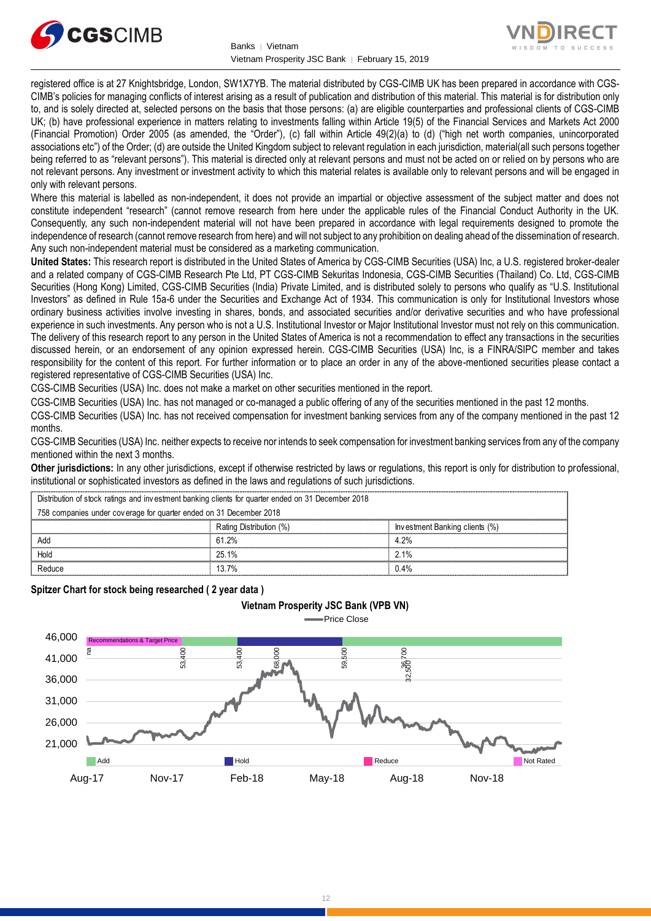registered office is at 27 Knightsbridge, London, SW1X7YB. The material distributed by CGS-CIMB UK has been prepared in accordance with CGS-CIMB's policies for managing conflicts of interest arising as a result of publication and distribution of this material. This material is for distribution only to, and is solely directed at, selected persons on the basis that those persons: (a) are eligible counterparties and professional clients of CGS-CIMB UK; (b) have professional experience in matters relating to investments falling within Article 19(5) of the Financial Services and Markets Act 2000 (Financial Promotion) Order 2005 (as amended, the "Order"), (c) fall within Article 49(2)(a) to (d) ("high net worth companies, unincorporated associations etc") of the Order; (d) are outside the United Kingdom subject to relevant regulation in each jurisdiction, material(all such persons together being referred to as "relevant persons"). This material is directed only at relevant persons and must not be acted on or relied on by persons who are not relevant persons. Any investment or investment activity to which this material relates is available only to relevant persons and will be engaged in only with relevant persons.

Where this material is labelled as non-independent, it does not provide an impartial or objective assessment of the subject matter and does not constitute independent "research" (cannot remove research from here under the applicable rules of the Financial Conduct Authority in the UK. Consequently, any such non-independent material will not have been prepared in accordance with legal requirements designed to promote the independence of research (cannot remove research from here) and will not subject to any prohibition on dealing ahead of the dissemination of research. Any such non-independent material must be considered as a marketing communication.

**United States:** This research report is distributed in the United States of America by CGS-CIMB Securities (USA) Inc, a U.S. registered broker-dealer and a related company of CGS-CIMB Research Pte Ltd, PT CGS-CIMB Sekuritas Indonesia, CGS-CIMB Securities (Thailand) Co. Ltd, CGS-CIMB Securities (Hong Kong) Limited, CGS-CIMB Securities (India) Private Limited, and is distributed solely to persons who qualify as "U.S. Institutional Investors" as defined in Rule 15a-6 under the Securities and Exchange Act of 1934. This communication is only for Institutional Investors whose ordinary business activities involve investing in shares, bonds, and associated securities and/or derivative securities and who have professional experience in such investments. Any person who is not a U.S. Institutional Investor or Major Institutional Investor must not rely on this communication. The delivery of this research report to any person in the United States of America is not a recommendation to effect any transactions in the securities discussed herein, or an endorsement of any opinion expressed herein. CGS-CIMB Securities (USA) Inc, is a FINRA/SIPC member and takes responsibility for the content of this report. For further information or to place an order in any of the above-mentioned securities please contact a registered representative of CGS-CIMB Securities (USA) Inc.

CGS-CIMB Securities (USA) Inc. does not make a market on other securities mentioned in the report.

CGS-CIMB Securities (USA) Inc. has not managed or co-managed a public offering of any of the securities mentioned in the past 12 months.

CGS-CIMB Securities (USA) Inc. has not received compensation for investment banking services from any of the company mentioned in the past 12 months.

CGS-CIMB Securities (USA) Inc. neither expects to receive nor intends to seek compensation for investment banking services from any of the company mentioned within the next 3 months.

**Other jurisdictions:** In any other jurisdictions, except if otherwise restricted by laws or regulations, this report is only for distribution to professional, institutional or sophisticated investors as defined in the laws and regulations of such jurisdictions.

| Distribution of stock ratings and investment banking clients for quarter ended on 31 December 2018 | | |
|---|---|---|
| 758 companies under coverage for quarter ended on 31 December 2018 | | |
| | Rating Distribution (%) | Investment Banking clients (%) |
| Add | 61.2% | 4.2% |
| Hold | 25.1% | 2.1% |
| Reduce | 13.7% | 0.4% |

**Spitzer Chart for stock being researched ( 2 year data )**

**Vietnam Prosperity JSC Bank (VPB VN)**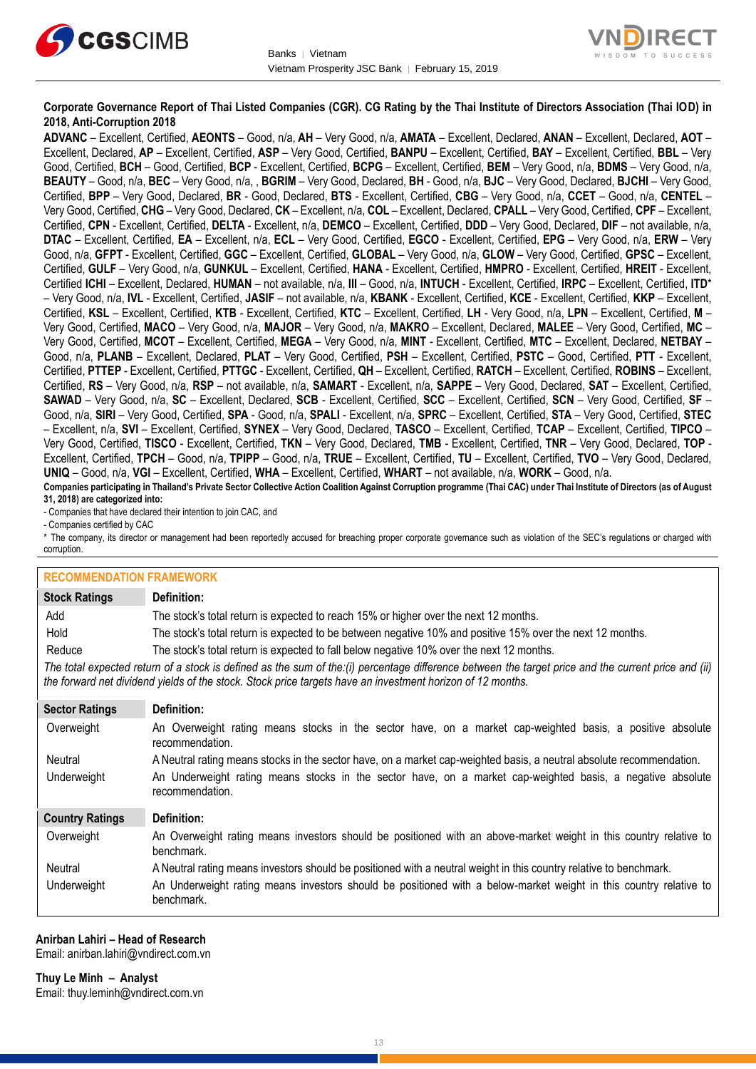**Corporate Governance Report of Thai Listed Companies (CGR). CG Rating by the Thai Institute of Directors Association (Thai IOD) in 2018, Anti-Corruption 2018**

**ADVANC** – Excellent, Certified, **AEONTS** – Good, n/a, **AH** – Very Good, n/a, **AMATA** – Excellent, Declared, **ANAN** – Excellent, Declared, **AOT** – Excellent, Declared, **AP** – Excellent, Certified, **ASP** – Very Good, Certified, **BANPU** – Excellent, Certified, **BAY** – Excellent, Certified, **BBL** – Very Good, Certified, **BCH** – Good, Certified, **BCP** - Excellent, Certified, **BCPG** – Excellent, Certified, **BEM** – Very Good, n/a, **BDMS** – Very Good, n/a, **BEAUTY** – Good, n/a, **BEC** – Very Good, n/a, , **BGRIM** – Very Good, Declared, **BH** - Good, n/a, **BJC** – Very Good, Declared, **BJCHI** – Very Good, Certified, **BPP** – Very Good, Declared, **BR** - Good, Declared, **BTS** - Excellent, Certified, **CBG** – Very Good, n/a, **CCET** – Good, n/a, **CENTEL** – Very Good, Certified, **CHG** – Very Good, Declared, **CK** – Excellent, n/a, **COL** – Excellent, Declared, **CPALL** – Very Good, Certified, **CPF** – Excellent, Certified, **CPN** - Excellent, Certified, **DELTA** - Excellent, n/a, **DEMCO** – Excellent, Certified, **DDD** – Very Good, Declared, **DIF** – not available, n/a, **DTAC** – Excellent, Certified, **EA** – Excellent, n/a, **ECL** – Very Good, Certified, **EGCO** - Excellent, Certified, **EPG** – Very Good, n/a, **ERW** – Very Good, n/a, **GFPT** - Excellent, Certified, **GGC** – Excellent, Certified, **GLOBAL** – Very Good, n/a, **GLOW** – Very Good, Certified, **GPSC** – Excellent, Certified, **GULF** – Very Good, n/a, **GUNKUL** – Excellent, Certified, **HANA** - Excellent, Certified, **HMPRO** - Excellent, Certified, **HREIT** - Excellent, Certified **ICHI** – Excellent, Declared, **HUMAN** – not available, n/a, **III** – Good, n/a, **INTUCH** - Excellent, Certified, **IRPC** – Excellent, Certified, **ITD*** – Very Good, n/a, **IVL** - Excellent, Certified, **JASIF** – not available, n/a, **KBANK** - Excellent, Certified, **KCE** - Excellent, Certified, **KKP** – Excellent, Certified, **KSL** – Excellent, Certified, **KTB** - Excellent, Certified, **KTC** – Excellent, Certified, **LH** - Very Good, n/a, **LPN** – Excellent, Certified, **M** – Very Good, Certified, **MACO** – Very Good, n/a, **MAJOR** – Very Good, n/a, **MAKRO** – Excellent, Declared, **MALEE** – Very Good, Certified, **MC** – Very Good, Certified, **MCOT** – Excellent, Certified, **MEGA** – Very Good, n/a, **MINT** - Excellent, Certified, **MTC** – Excellent, Declared, **NETBAY** – Good, n/a, **PLANB** – Excellent, Declared, **PLAT** – Very Good, Certified, **PSH** – Excellent, Certified, **PSTC** – Good, Certified, **PTT** - Excellent, Certified, **PTTEP** - Excellent, Certified, **PTTGC** - Excellent, Certified, **QH** – Excellent, Certified, **RATCH** – Excellent, Certified, **ROBINS** – Excellent, Certified, **RS** – Very Good, n/a, **RSP** – not available, n/a, **SAMART** - Excellent, n/a, **SAPPE** – Very Good, Declared, **SAT** – Excellent, Certified, **SAWAD** – Very Good, n/a, **SC** – Excellent, Declared, **SCB** - Excellent, Certified, **SCC** – Excellent, Certified, **SCN** – Very Good, Certified, **SF** – Good, n/a, **SIRI** – Very Good, Certified, **SPA** - Good, n/a, **SPALI** - Excellent, n/a, **SPRC** – Excellent, Certified, **STA** – Very Good, Certified, **STEC** – Excellent, n/a, **SVI** – Excellent, Certified, **SYNEX** – Very Good, Declared, **TASCO** – Excellent, Certified, **TCAP** – Excellent, Certified, **TIPCO** – Very Good, Certified, **TISCO** - Excellent, Certified, **TKN** – Very Good, Declared, **TMB** - Excellent, Certified, **TNR** – Very Good, Declared, **TOP** - Excellent, Certified, **TPCH** – Good, n/a, **TPIPP** – Good, n/a, **TRUE** – Excellent, Certified, **TU** – Excellent, Certified, **TVO** – Very Good, Declared, **UNIQ** – Good, n/a, **VGI** – Excellent, Certified, **WHA** – Excellent, Certified, **WHART** – not available, n/a, **WORK** – Good, n/a.

**Companies participating in Thailand's Private Sector Collective Action Coalition Against Corruption programme (Thai CAC) under Thai Institute of Directors (as of August 31, 2018) are categorized into:**

- Companies that have declared their intention to join CAC, and
- Companies certified by CAC

* The company, its director or management had been reportedly accused for breaching proper corporate governance such as violation of the SEC's regulations or charged with corruption.

**RECOMMENDATION FRAMEWORK**

| Stock Ratings | Definition: |
|---|---|
| Add | The stock's total return is expected to reach 15% or higher over the next 12 months. |
| Hold | The stock's total return is expected to be between negative 10% and positive 15% over the next 12 months. |
| Reduce | The stock's total return is expected to fall below negative 10% over the next 12 months. |

*The total expected return of a stock is defined as the sum of the:(i) percentage difference between the target price and the current price and (ii) the forward net dividend yields of the stock. Stock price targets have an investment horizon of 12 months.*

| Sector Ratings | Definition: |
|---|---|
| Overweight | An Overweight rating means stocks in the sector have, on a market cap-weighted basis, a positive absolute recommendation. |
| Neutral | A Neutral rating means stocks in the sector have, on a market cap-weighted basis, a neutral absolute recommendation. |
| Underweight | An Underweight rating means stocks in the sector have, on a market cap-weighted basis, a negative absolute recommendation. |

| Country Ratings | Definition: |
|---|---|
| Overweight | An Overweight rating means investors should be positioned with an above-market weight in this country relative to benchmark. |
| Neutral | A Neutral rating means investors should be positioned with a neutral weight in this country relative to benchmark. |
| Underweight | An Underweight rating means investors should be positioned with a below-market weight in this country relative to benchmark. |

**Anirban Lahiri – Head of Research**
Email: anirban.lahiri@vndirect.com.vn

**Thuy Le Minh – Analyst**
Email: thuy.leminh@vndirect.com.vn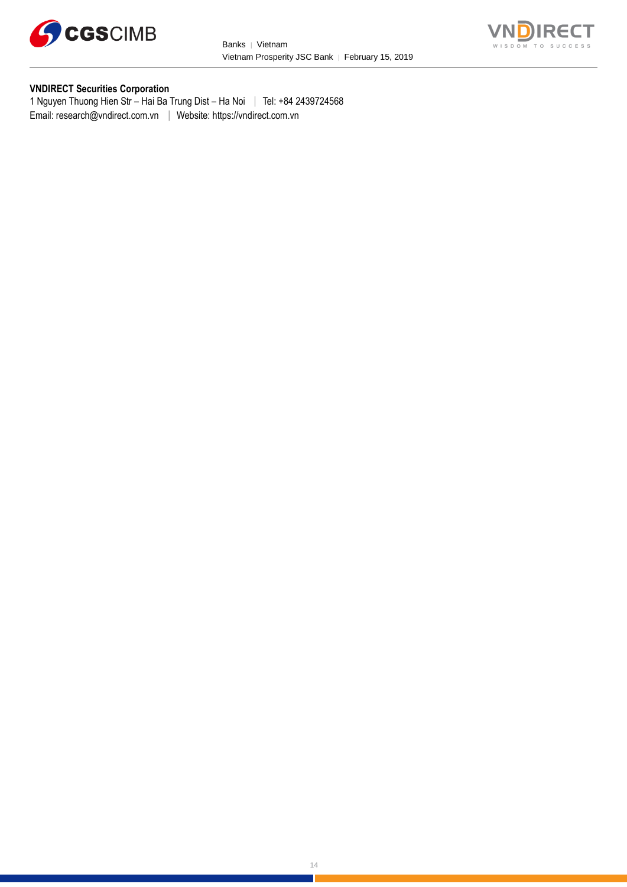**VNDIRECT Securities Corporation**

1 Nguyen Thuong Hien Str – Hai Ba Trung Dist – Ha Noi | Tel: +84 2439724568

Email: research@vndirect.com.vn | Website: https://vndirect.com.vn